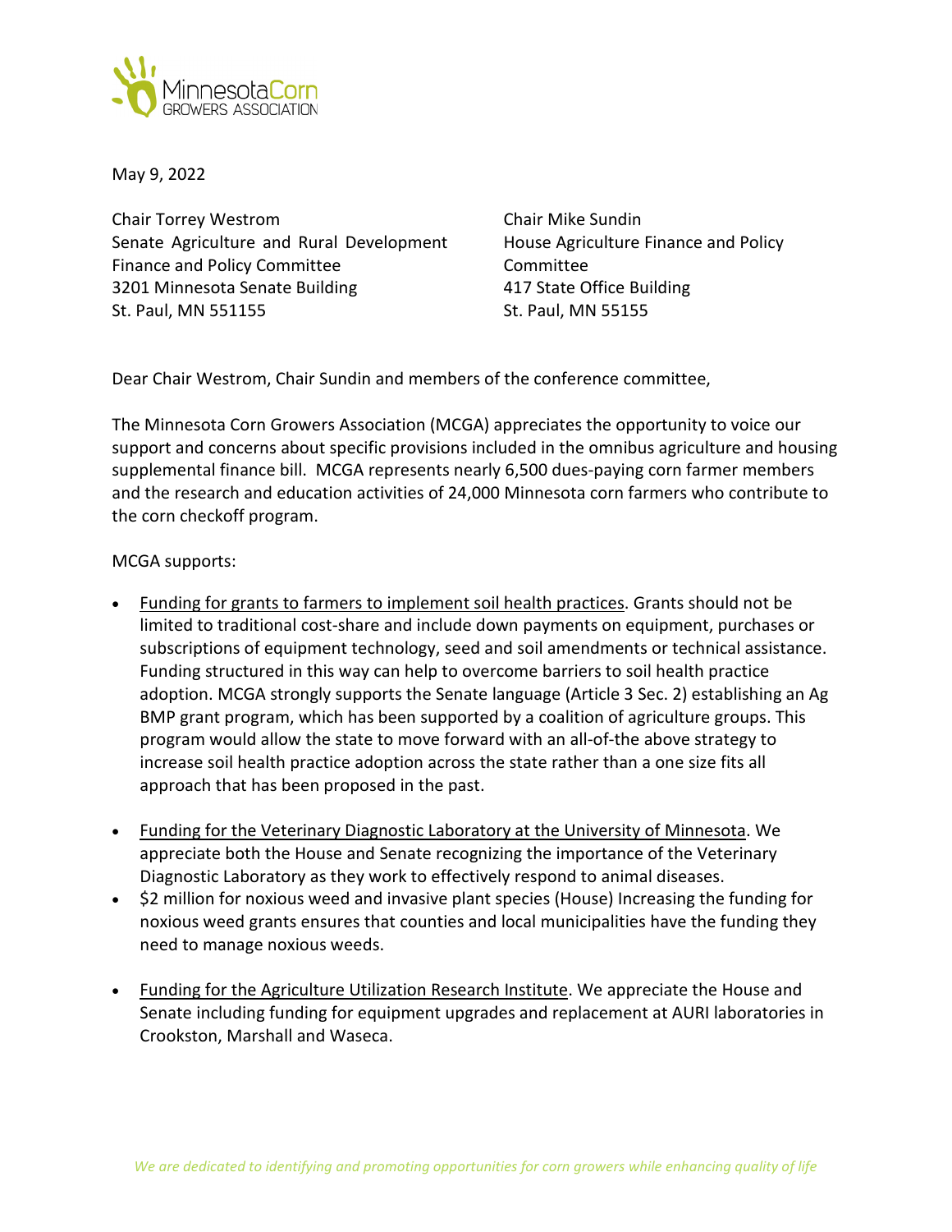May 9, 2022

Chair Torrey Westrom
Senate Agriculture and Rural Development Finance and Policy Committee
3201 Minnesota Senate Building
St. Paul, MN 551155

Chair Mike Sundin
House Agriculture Finance and Policy Committee
417 State Office Building
St. Paul, MN 55155

Dear Chair Westrom, Chair Sundin and members of the conference committee,

The Minnesota Corn Growers Association (MCGA) appreciates the opportunity to voice our support and concerns about specific provisions included in the omnibus agriculture and housing supplemental finance bill. MCGA represents nearly 6,500 dues-paying corn farmer members and the research and education activities of 24,000 Minnesota corn farmers who contribute to the corn checkoff program.

MCGA supports:

- Funding for grants to farmers to implement soil health practices. Grants should not be limited to traditional cost-share and include down payments on equipment, purchases or subscriptions of equipment technology, seed and soil amendments or technical assistance. Funding structured in this way can help to overcome barriers to soil health practice adoption. MCGA strongly supports the Senate language (Article 3 Sec. 2) establishing an Ag BMP grant program, which has been supported by a coalition of agriculture groups. This program would allow the state to move forward with an all-of-the above strategy to increase soil health practice adoption across the state rather than a one size fits all approach that has been proposed in the past.

- Funding for the Veterinary Diagnostic Laboratory at the University of Minnesota. We appreciate both the House and Senate recognizing the importance of the Veterinary Diagnostic Laboratory as they work to effectively respond to animal diseases.
- $2 million for noxious weed and invasive plant species (House) Increasing the funding for noxious weed grants ensures that counties and local municipalities have the funding they need to manage noxious weeds.

- Funding for the Agriculture Utilization Research Institute. We appreciate the House and Senate including funding for equipment upgrades and replacement at AURI laboratories in Crookston, Marshall and Waseca.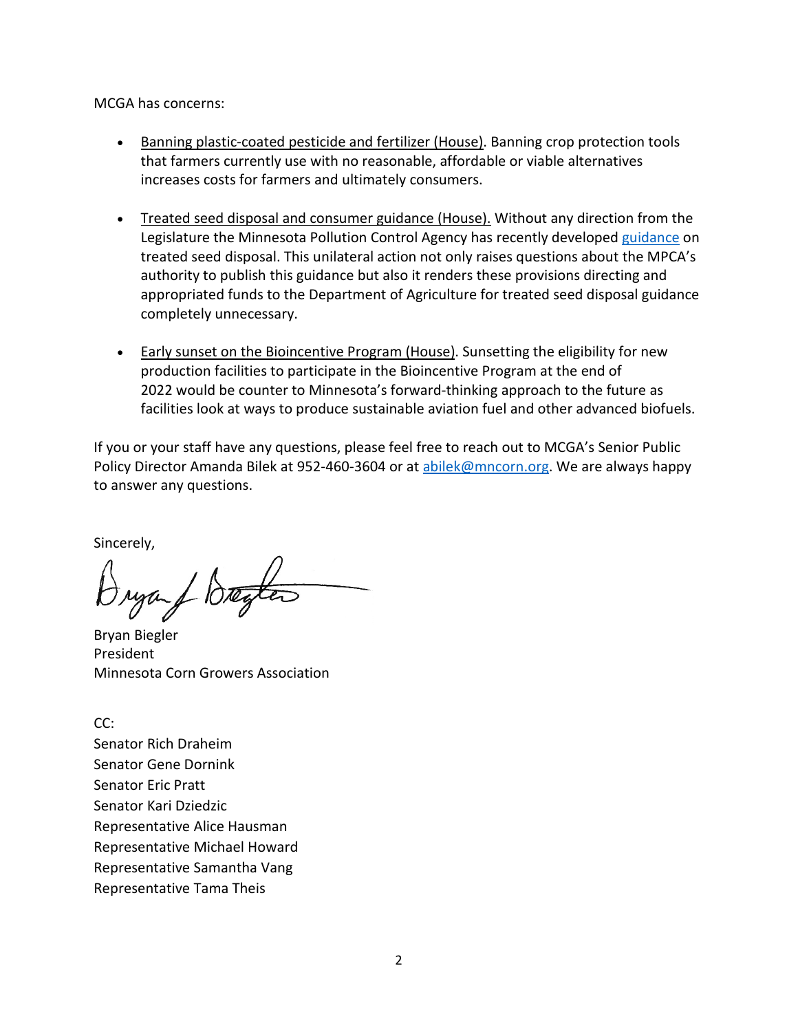MCGA has concerns:

- Banning plastic-coated pesticide and fertilizer (House). Banning crop protection tools that farmers currently use with no reasonable, affordable or viable alternatives increases costs for farmers and ultimately consumers.

- Treated seed disposal and consumer guidance (House). Without any direction from the Legislature the Minnesota Pollution Control Agency has recently developed guidance on treated seed disposal. This unilateral action not only raises questions about the MPCA's authority to publish this guidance but also it renders these provisions directing and appropriated funds to the Department of Agriculture for treated seed disposal guidance completely unnecessary.

- Early sunset on the Bioincentive Program (House). Sunsetting the eligibility for new production facilities to participate in the Bioincentive Program at the end of 2022 would be counter to Minnesota's forward-thinking approach to the future as facilities look at ways to produce sustainable aviation fuel and other advanced biofuels.

If you or your staff have any questions, please feel free to reach out to MCGA's Senior Public Policy Director Amanda Bilek at 952-460-3604 or at abilek@mncorn.org. We are always happy to answer any questions.

Sincerely,

Bryan Biegler
President
Minnesota Corn Growers Association

CC:
Senator Rich Draheim
Senator Gene Dornink
Senator Eric Pratt
Senator Kari Dziedzic
Representative Alice Hausman
Representative Michael Howard
Representative Samantha Vang
Representative Tama Theis